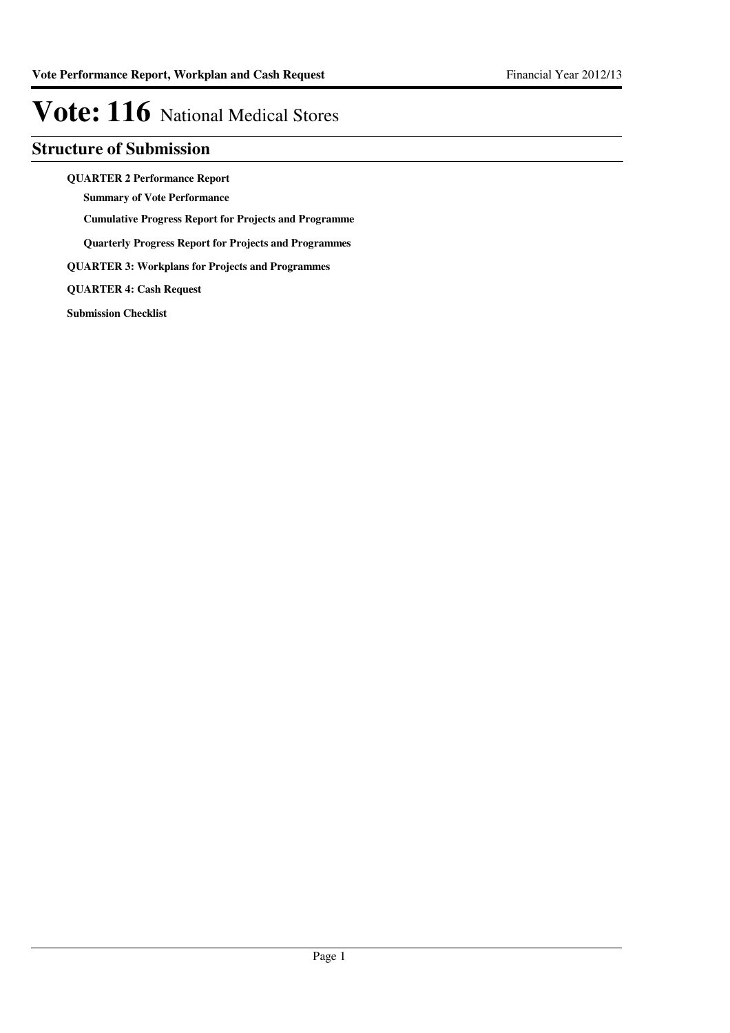# Vote: 116 National Medical Stores

## Structure of Submission

**QUARTER 2 Performance Report**

- **Summary of Vote Performance**
- **Cumulative Progress Report for Projects and Programme**
- **Quarterly Progress Report for Projects and Programmes**

**QUARTER 3: Workplans for Projects and Programmes**

**QUARTER 4: Cash Request**

**Submission Checklist**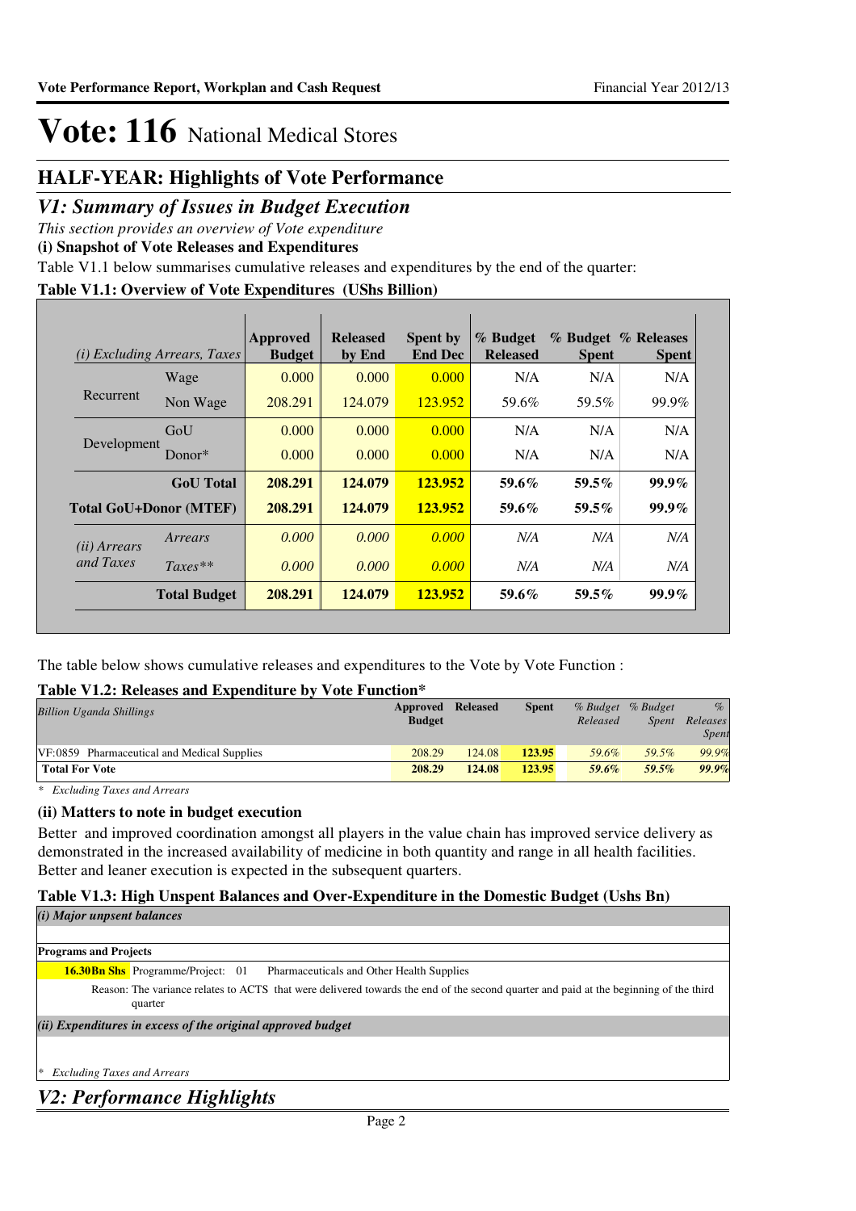# Vote: 116 National Medical Stores

## HALF-YEAR: Highlights of Vote Performance

## *V1: Summary of Issues in Budget Execution*

*This section provides an overview of Vote expenditure*

**(i) Snapshot of Vote Releases and Expenditures**

Table V1.1 below summarises cumulative releases and expenditures by the end of the quarter:

**Table V1.1: Overview of Vote Expenditures (UShs Billion)**

| *(i) Excluding Arrears, Taxes* | | Approved Budget | Released by End | Spent by End Dec | % Budget Released | % Budget Spent | % Releases Spent |
|---|---|---|---|---|---|---|---|
| Recurrent | Wage | 0.000 | 0.000 | 0.000 | N/A | N/A | N/A |
| | Non Wage | 208.291 | 124.079 | 123.952 | 59.6% | 59.5% | 99.9% |
| Development | GoU | 0.000 | 0.000 | 0.000 | N/A | N/A | N/A |
| | Donor* | 0.000 | 0.000 | 0.000 | N/A | N/A | N/A |
| | **GoU Total** | **208.291** | **124.079** | **123.952** | **59.6%** | **59.5%** | **99.9%** |
| **Total GoU+Donor (MTEF)** | | **208.291** | **124.079** | **123.952** | **59.6%** | **59.5%** | **99.9%** |
| *(ii) Arrears and Taxes* | *Arrears* | *0.000* | *0.000* | *0.000* | *N/A* | *N/A* | *N/A* |
| | *Taxes*** | *0.000* | *0.000* | *0.000* | *N/A* | *N/A* | *N/A* |
| | **Total Budget** | **208.291** | **124.079** | **123.952** | **59.6%** | **59.5%** | **99.9%** |

The table below shows cumulative releases and expenditures to the Vote by Vote Function :

**Table V1.2: Releases and Expenditure by Vote Function***

| *Billion Uganda Shillings* | Approved Budget | Released | Spent | *% Budget Released* | *% Budget Spent* | *% Releases Spent* |
|---|---|---|---|---|---|---|
| VF:0859 Pharmaceutical and Medical Supplies | 208.29 | 124.08 | **123.95** | *59.6%* | *59.5%* | *99.9%* |
| **Total For Vote** | **208.29** | **124.08** | **123.95** | ***59.6%*** | ***59.5%*** | ***99.9%*** |

\* *Excluding Taxes and Arrears*

**(ii) Matters to note in budget execution**

Better and improved coordination amongst all players in the value chain has improved service delivery as demonstrated in the increased availability of medicine in both quantity and range in all health facilities. Better and leaner execution is expected in the subsequent quarters.

**Table V1.3: High Unspent Balances and Over-Expenditure in the Domestic Budget (Ushs Bn)**

***(i) Major unpsent balances***

**Programs and Projects**

**16.30Bn Shs** Programme/Project: 01 Pharmaceuticals and Other Health Supplies

Reason: The variance relates to ACTS that were delivered towards the end of the second quarter and paid at the beginning of the third quarter

***(ii) Expenditures in excess of the original approved budget***

\* *Excluding Taxes and Arrears*

## *V2: Performance Highlights*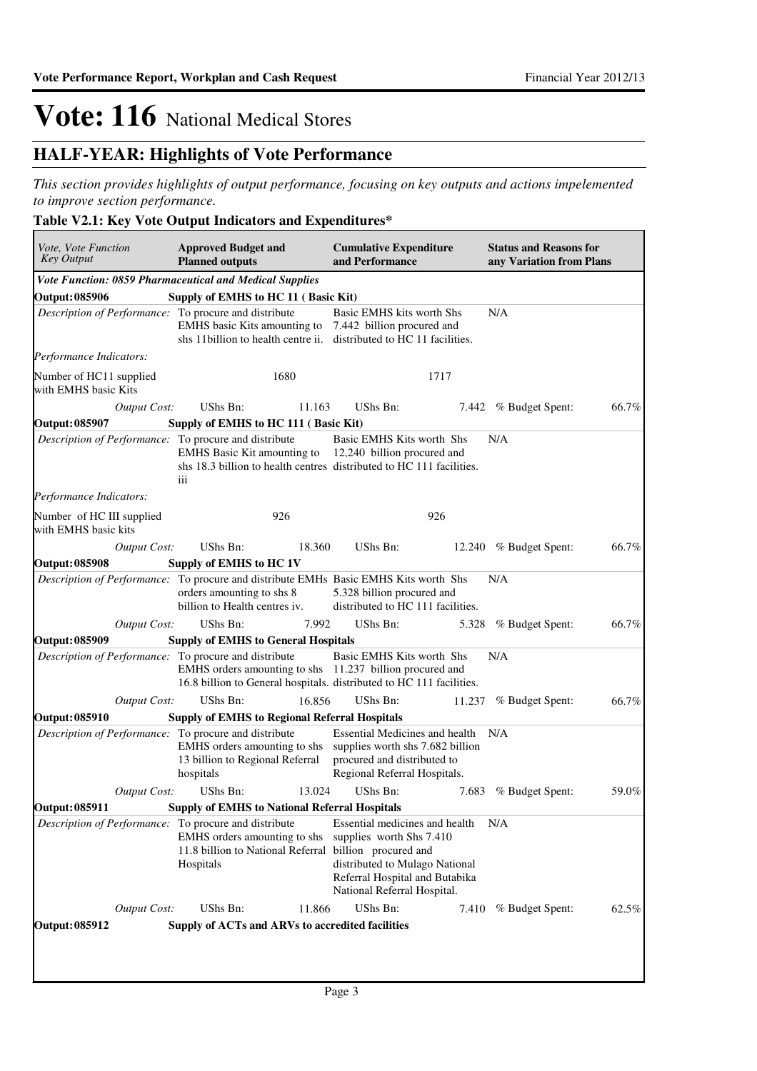# Vote: 116 National Medical Stores

## HALF-YEAR: Highlights of Vote Performance

*This section provides highlights of output performance, focusing on key outputs and actions impelemented to improve section performance.*

### Table V2.1: Key Vote Output Indicators and Expenditures*

| *Vote, Vote Function Key Output* | **Approved Budget and Planned outputs** | | **Cumulative Expenditure and Performance** | | **Status and Reasons for any Variation from Plans** | |
|---|---|---|---|---|---|---|
| ***Vote Function: 0859 Pharmaceutical and Medical Supplies*** | | | | | | |
| **Output: 085906** | **Supply of EMHS to HC 11 ( Basic Kit)** | | | | | |
| *Description of Performance:* | To procure and distribute EMHS basic Kits amounting to shs 11billion to health centre ii. | | Basic EMHS kits worth Shs 7.442 billion procured and distributed to HC 11 facilities. | | N/A | |
| *Performance Indicators:* | | | | | | |
| Number of HC11 supplied with EMHS basic Kits | | 1680 | | 1717 | | |
| *Output Cost:* | UShs Bn: | 11.163 | UShs Bn: | 7.442 | *% Budget Spent:* | 66.7% |
| **Output: 085907** | **Supply of EMHS to HC 111 ( Basic Kit)** | | | | | |
| *Description of Performance:* | To procure and distribute EMHS Basic Kit amounting to shs 18.3 billion to health centres iii | | Basic EMHS Kits worth Shs 12,240 billion procured and distributed to HC 111 facilities. | | N/A | |
| *Performance Indicators:* | | | | | | |
| Number of HC III supplied with EMHS basic kits | | 926 | | 926 | | |
| *Output Cost:* | UShs Bn: | 18.360 | UShs Bn: | 12.240 | *% Budget Spent:* | 66.7% |
| **Output: 085908** | **Supply of EMHS to HC 1V** | | | | | |
| *Description of Performance:* | To procure and distribute EMHs orders amounting to shs 8 billion to Health centres iv. | | Basic EMHS Kits worth Shs 5.328 billion procured and distributed to HC 111 facilities. | | N/A | |
| *Output Cost:* | UShs Bn: | 7.992 | UShs Bn: | 5.328 | *% Budget Spent:* | 66.7% |
| **Output: 085909** | **Supply of EMHS to General Hospitals** | | | | | |
| *Description of Performance:* | To procure and distribute EMHS orders amounting to shs 16.8 billion to General hospitals. | | Basic EMHS Kits worth Shs 11.237 billion procured and distributed to HC 111 facilities. | | N/A | |
| *Output Cost:* | UShs Bn: | 16.856 | UShs Bn: | 11.237 | *% Budget Spent:* | 66.7% |
| **Output: 085910** | **Supply of EMHS to Regional Referral Hospitals** | | | | | |
| *Description of Performance:* | To procure and distribute EMHS orders amounting to shs 13 billion to Regional Referral hospitals | | Essential Medicines and health supplies worth shs 7.682 billion procured and distributed to Regional Referral Hospitals. | | N/A | |
| *Output Cost:* | UShs Bn: | 13.024 | UShs Bn: | 7.683 | *% Budget Spent:* | 59.0% |
| **Output: 085911** | **Supply of EMHS to National Referral Hospitals** | | | | | |
| *Description of Performance:* | To procure and distribute EMHS orders amounting to shs 11.8 billion to National Referral Hospitals | | Essential medicines and health supplies worth Shs 7.410 billion procured and distributed to Mulago National Referral Hospital and Butabika National Referral Hospital. | | N/A | |
| *Output Cost:* | UShs Bn: | 11.866 | UShs Bn: | 7.410 | *% Budget Spent:* | 62.5% |
| **Output: 085912** | **Supply of ACTs and ARVs to accredited facilities** | | | | | |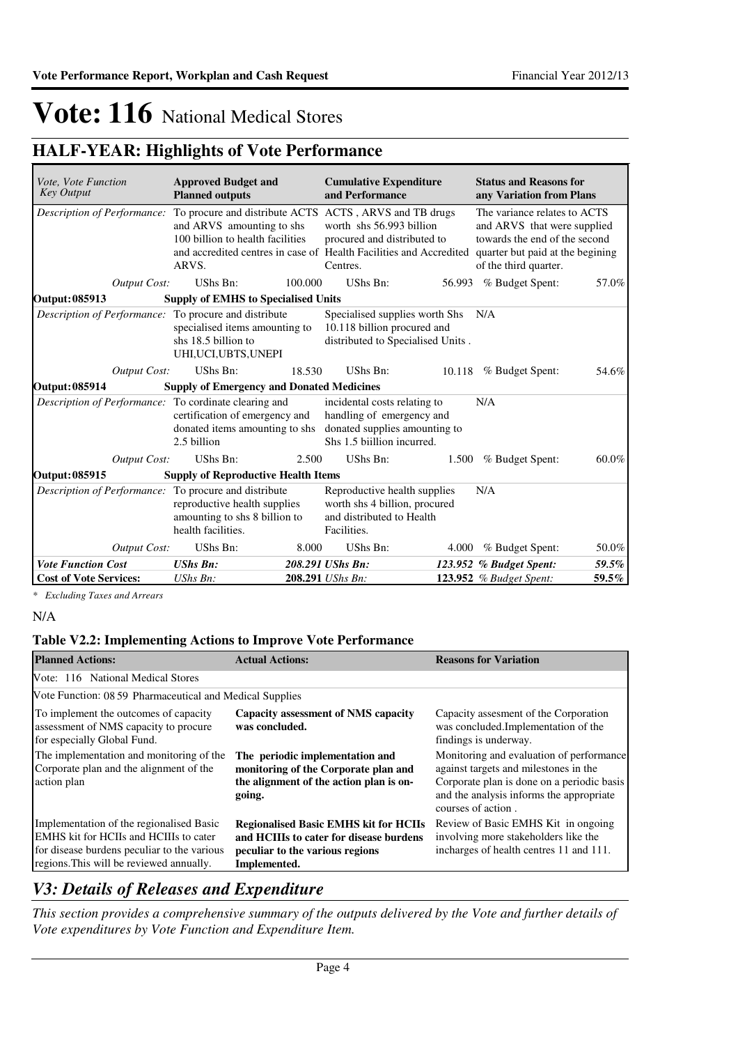# Vote: 116 National Medical Stores

## HALF-YEAR: Highlights of Vote Performance

| *Vote, Vote Function Key Output* | **Approved Budget and Planned outputs** | | **Cumulative Expenditure and Performance** | | **Status and Reasons for any Variation from Plans** | |
|---|---|---|---|---|---|---|
| *Description of Performance:* | To procure and distribute ACTS and ARVS amounting to shs 100 billion to health facilities and accredited centres in case of ARVS. | | ACTS , ARVS and TB drugs worth shs 56.993 billion procured and distributed to Health Facilities and Accredited Centres. | | The variance relates to ACTS and ARVS that were supplied towards the end of the second quarter but paid at the begining of the third quarter. | |
| *Output Cost:* | UShs Bn: | 100.000 | UShs Bn: | 56.993 | % Budget Spent: | 57.0% |
| **Output: 085913** | **Supply of EMHS to Specialised Units** | | | | | |
| *Description of Performance:* | To procure and distribute specialised items amounting to shs 18.5 billion to UHI,UCI,UBTS,UNEPI | | Specialised supplies worth Shs 10.118 billion procured and distributed to Specialised Units . | | N/A | |
| *Output Cost:* | UShs Bn: | 18.530 | UShs Bn: | 10.118 | % Budget Spent: | 54.6% |
| **Output: 085914** | **Supply of Emergency and Donated Medicines** | | | | | |
| *Description of Performance:* | To cordinate clearing and certification of emergency and donated items amounting to shs 2.5 billion | | incidental costs relating to handling of emergency and donated supplies amounting to Shs 1.5 biillion incurred. | | N/A | |
| *Output Cost:* | UShs Bn: | 2.500 | UShs Bn: | 1.500 | % Budget Spent: | 60.0% |
| **Output: 085915** | **Supply of Reproductive Health Items** | | | | | |
| *Description of Performance:* | To procure and distribute reproductive health supplies amounting to shs 8 billion to health facilities. | | Reproductive health supplies worth shs 4 billion, procured and distributed to Health Facilities. | | N/A | |
| *Output Cost:* | UShs Bn: | 8.000 | UShs Bn: | 4.000 | % Budget Spent: | 50.0% |
| ***Vote Function Cost*** | ***UShs Bn:*** | ***208.291*** | ***UShs Bn:*** | ***123.952*** | ***% Budget Spent:*** | ***59.5%*** |
| **Cost of Vote Services:** | *UShs Bn:* | **208.291** | *UShs Bn:* | **123.952** | *% Budget Spent:* | **59.5%** |

*\* Excluding Taxes and Arrears*

N/A

### Table V2.2: Implementing Actions to Improve Vote Performance

| **Planned Actions:** | **Actual Actions:** | **Reasons for Variation** |
|---|---|---|
| Vote: 116 National Medical Stores | | |
| Vote Function: 08 59 Pharmaceutical and Medical Supplies | | |
| To implement the outcomes of capacity assessment of NMS capacity to procure for especially Global Fund. | **Capacity assessment of NMS capacity was concluded.** | Capacity assesment of the Corporation was concluded.Implementation of the findings is underway. |
| The implementation and monitoring of the Corporate plan and the alignment of the action plan | **The periodic implementation and monitoring of the Corporate plan and the alignment of the action plan is on-going.** | Monitoring and evaluation of performance against targets and milestones in the Corporate plan is done on a periodic basis and the analysis informs the appropriate courses of action . |
| Implementation of the regionalised Basic EMHS kit for HCIIs and HCIIIs to cater for disease burdens peculiar to the various regions.This will be reviewed annually. | **Regionalised Basic EMHS kit for HCIIs and HCIIIs to cater for disease burdens peculiar to the various regions Implemented.** | Review of Basic EMHS Kit in ongoing involving more stakeholders like the incharges of health centres 11 and 111. |

## *V3: Details of Releases and Expenditure*

*This section provides a comprehensive summary of the outputs delivered by the Vote and further details of Vote expenditures by Vote Function and Expenditure Item.*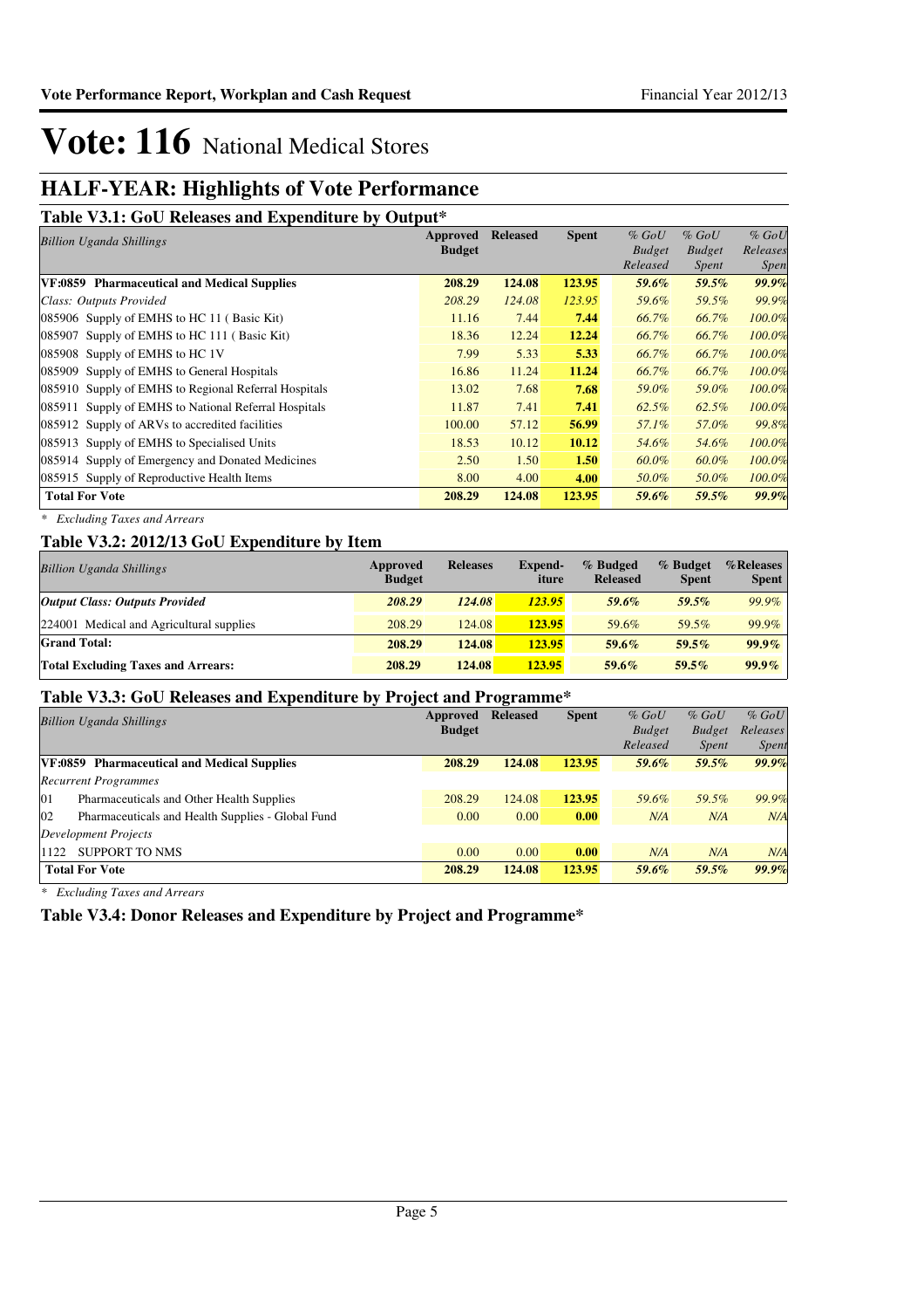# Vote: 116 National Medical Stores

## HALF-YEAR: Highlights of Vote Performance

### Table V3.1: GoU Releases and Expenditure by Output*

| *Billion Uganda Shillings* | Approved Budget | Released | Spent | *% GoU Budget Released* | *% GoU Budget Spent* | *% GoU Releases Spen* |
|---|---|---|---|---|---|---|
| **VF:0859 Pharmaceutical and Medical Supplies** | **208.29** | **124.08** | **123.95** | ***59.6%*** | ***59.5%*** | ***99.9%*** |
| *Class: Outputs Provided* | *208.29* | *124.08* | *123.95* | *59.6%* | *59.5%* | *99.9%* |
| 085906 Supply of EMHS to HC 11 ( Basic Kit) | 11.16 | 7.44 | **7.44** | *66.7%* | *66.7%* | *100.0%* |
| 085907 Supply of EMHS to HC 111 ( Basic Kit) | 18.36 | 12.24 | **12.24** | *66.7%* | *66.7%* | *100.0%* |
| 085908 Supply of EMHS to HC 1V | 7.99 | 5.33 | **5.33** | *66.7%* | *66.7%* | *100.0%* |
| 085909 Supply of EMHS to General Hospitals | 16.86 | 11.24 | **11.24** | *66.7%* | *66.7%* | *100.0%* |
| 085910 Supply of EMHS to Regional Referral Hospitals | 13.02 | 7.68 | **7.68** | *59.0%* | *59.0%* | *100.0%* |
| 085911 Supply of EMHS to National Referral Hospitals | 11.87 | 7.41 | **7.41** | *62.5%* | *62.5%* | *100.0%* |
| 085912 Supply of ARVs to accredited facilities | 100.00 | 57.12 | **56.99** | *57.1%* | *57.0%* | *99.8%* |
| 085913 Supply of EMHS to Specialised Units | 18.53 | 10.12 | **10.12** | *54.6%* | *54.6%* | *100.0%* |
| 085914 Supply of Emergency and Donated Medicines | 2.50 | 1.50 | **1.50** | *60.0%* | *60.0%* | *100.0%* |
| 085915 Supply of Reproductive Health Items | 8.00 | 4.00 | **4.00** | *50.0%* | *50.0%* | *100.0%* |
| **Total For Vote** | **208.29** | **124.08** | **123.95** | ***59.6%*** | ***59.5%*** | ***99.9%*** |

*\* Excluding Taxes and Arrears*

### Table V3.2: 2012/13 GoU Expenditure by Item

| *Billion Uganda Shillings* | Approved Budget | Releases | Expend-iture | % Budged Released | % Budget Spent | %Releases Spent |
|---|---|---|---|---|---|---|
| ***Output Class: Outputs Provided*** | ***208.29*** | ***124.08*** | ***123.95*** | ***59.6%*** | ***59.5%*** | *99.9%* |
| 224001 Medical and Agricultural supplies | 208.29 | 124.08 | **123.95** | 59.6% | 59.5% | 99.9% |
| **Grand Total:** | **208.29** | **124.08** | **123.95** | **59.6%** | **59.5%** | **99.9%** |
| **Total Excluding Taxes and Arrears:** | **208.29** | **124.08** | **123.95** | **59.6%** | **59.5%** | **99.9%** |

### Table V3.3: GoU Releases and Expenditure by Project and Programme*

| *Billion Uganda Shillings* | Approved Budget | Released | Spent | *% GoU Budget Released* | *% GoU Budget Spent* | *% GoU Releases Spent* |
|---|---|---|---|---|---|---|
| **VF:0859 Pharmaceutical and Medical Supplies** | **208.29** | **124.08** | **123.95** | ***59.6%*** | ***59.5%*** | ***99.9%*** |
| *Recurrent Programmes* | | | | | | |
| 01 Pharmaceuticals and Other Health Supplies | 208.29 | 124.08 | **123.95** | *59.6%* | *59.5%* | *99.9%* |
| 02 Pharmaceuticals and Health Supplies - Global Fund | 0.00 | 0.00 | **0.00** | *N/A* | *N/A* | *N/A* |
| *Development Projects* | | | | | | |
| 1122 SUPPORT TO NMS | 0.00 | 0.00 | **0.00** | *N/A* | *N/A* | *N/A* |
| **Total For Vote** | **208.29** | **124.08** | **123.95** | ***59.6%*** | ***59.5%*** | ***99.9%*** |

*\* Excluding Taxes and Arrears*

### Table V3.4: Donor Releases and Expenditure by Project and Programme*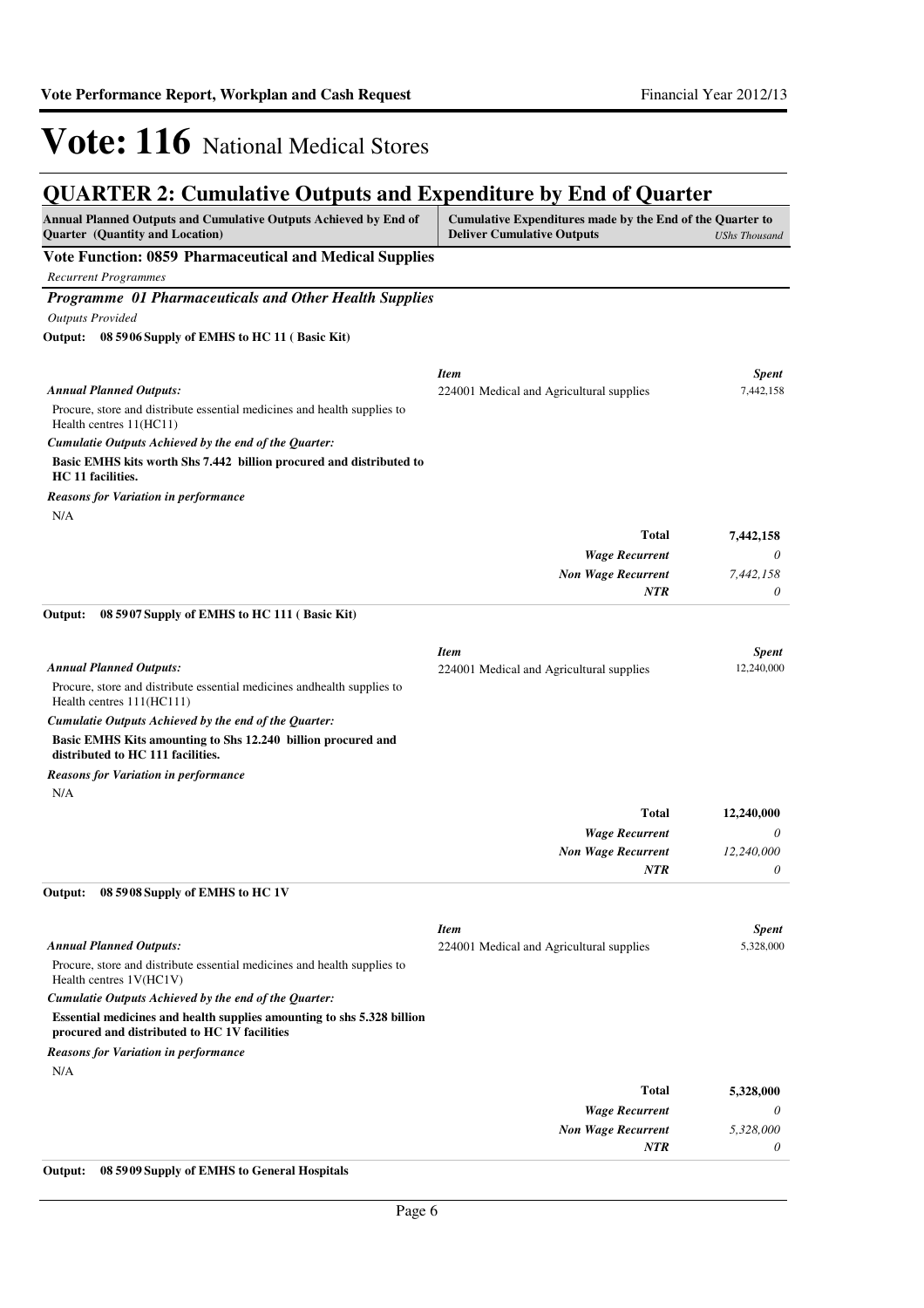# Vote: 116 National Medical Stores

## QUARTER 2: Cumulative Outputs and Expenditure by End of Quarter

| Annual Planned Outputs and Cumulative Outputs Achieved by End of Quarter (Quantity and Location) | Cumulative Expenditures made by the End of the Quarter to Deliver Cumulative Outputs | *UShs Thousand* |
|---|---|---|

### Vote Function: 0859 Pharmaceutical and Medical Supplies

*Recurrent Programmes*

#### *Programme 01 Pharmaceuticals and Other Health Supplies*

*Outputs Provided*

**Output: 08 5906 Supply of EMHS to HC 11 ( Basic Kit)**

*Annual Planned Outputs:*

Procure, store and distribute essential medicines and health supplies to Health centres 11(HC11)

*Cumulatie Outputs Achieved by the end of the Quarter:*

**Basic EMHS kits worth Shs 7.442 billion procured and distributed to HC 11 facilities.**

*Reasons for Variation in performance*

N/A

| *Item* | *Spent* |
|---|---|
| 224001 Medical and Agricultural supplies | 7,442,158 |
| **Total** | **7,442,158** |
| *Wage Recurrent* | *0* |
| *Non Wage Recurrent* | *7,442,158* |
| *NTR* | *0* |

**Output: 08 5907 Supply of EMHS to HC 111 ( Basic Kit)**

*Annual Planned Outputs:*

Procure, store and distribute essential medicines andhealth supplies to Health centres 111(HC111)

*Cumulatie Outputs Achieved by the end of the Quarter:*

**Basic EMHS Kits amounting to Shs 12.240 billion procured and distributed to HC 111 facilities.**

*Reasons for Variation in performance*

N/A

| *Item* | *Spent* |
|---|---|
| 224001 Medical and Agricultural supplies | 12,240,000 |
| **Total** | **12,240,000** |
| *Wage Recurrent* | *0* |
| *Non Wage Recurrent* | *12,240,000* |
| *NTR* | *0* |

**Output: 08 5908 Supply of EMHS to HC 1V**

*Annual Planned Outputs:*

Procure, store and distribute essential medicines and health supplies to Health centres 1V(HC1V)

*Cumulatie Outputs Achieved by the end of the Quarter:*

**Essential medicines and health supplies amounting to shs 5.328 billion procured and distributed to HC 1V facilities**

*Reasons for Variation in performance*

N/A

| *Item* | *Spent* |
|---|---|
| 224001 Medical and Agricultural supplies | 5,328,000 |
| **Total** | **5,328,000** |
| *Wage Recurrent* | *0* |
| *Non Wage Recurrent* | *5,328,000* |
| *NTR* | *0* |

**Output: 08 5909 Supply of EMHS to General Hospitals**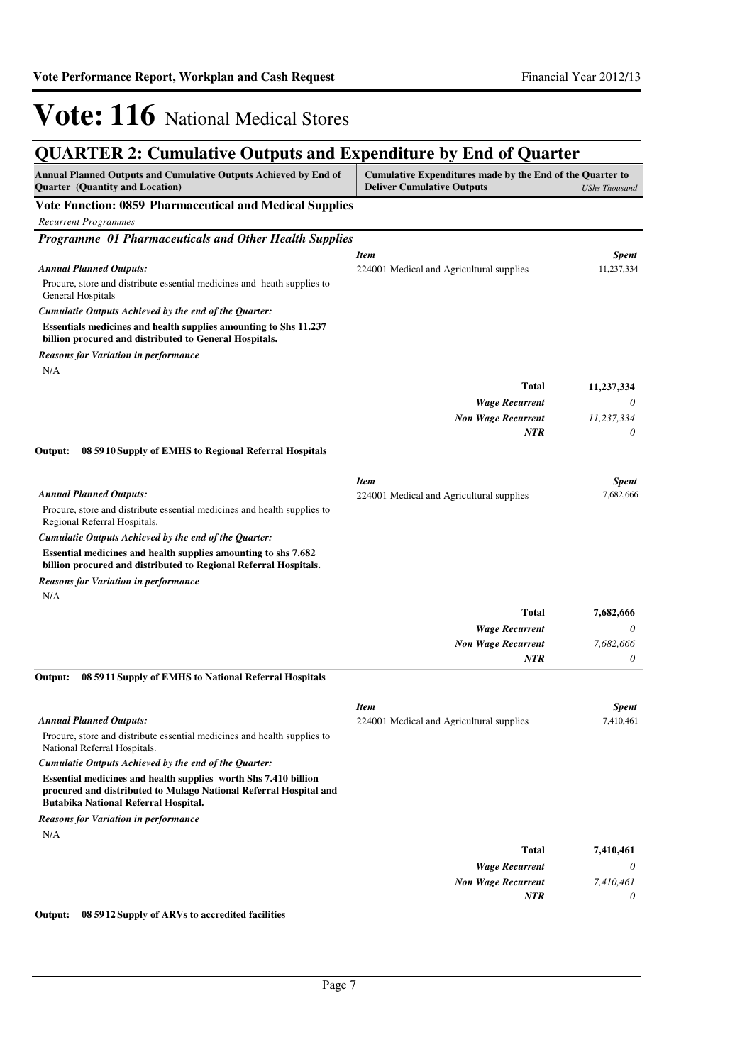# Vote: 116 National Medical Stores

## QUARTER 2: Cumulative Outputs and Expenditure by End of Quarter

| Annual Planned Outputs and Cumulative Outputs Achieved by End of Quarter (Quantity and Location) | Cumulative Expenditures made by the End of the Quarter to Deliver Cumulative Outputs | *UShs Thousand* |
|---|---|---|

**Vote Function: 0859 Pharmaceutical and Medical Supplies**

*Recurrent Programmes*

### *Programme 01 Pharmaceuticals and Other Health Supplies*

| | *Item* | *Spent* |
|---|---|---|
| ***Annual Planned Outputs:*** Procure, store and distribute essential medicines and heath supplies to General Hospitals | 224001 Medical and Agricultural supplies | 11,237,334 |
| ***Cumulatie Outputs Achieved by the end of the Quarter:*** **Essentials medicines and health supplies amounting to Shs 11.237 billion procured and distributed to General Hospitals.** | | |
| ***Reasons for Variation in performance*** N/A | | |
| | **Total** | **11,237,334** |
| | ***Wage Recurrent*** | *0* |
| | ***Non Wage Recurrent*** | *11,237,334* |
| | ***NTR*** | *0* |

**Output: 08 5910 Supply of EMHS to Regional Referral Hospitals**

| | *Item* | *Spent* |
|---|---|---|
| ***Annual Planned Outputs:*** Procure, store and distribute essential medicines and health supplies to Regional Referral Hospitals. | 224001 Medical and Agricultural supplies | 7,682,666 |
| ***Cumulatie Outputs Achieved by the end of the Quarter:*** **Essential medicines and health supplies amounting to shs 7.682 billion procured and distributed to Regional Referral Hospitals.** | | |
| ***Reasons for Variation in performance*** N/A | | |
| | **Total** | **7,682,666** |
| | ***Wage Recurrent*** | *0* |
| | ***Non Wage Recurrent*** | *7,682,666* |
| | ***NTR*** | *0* |

**Output: 08 5911 Supply of EMHS to National Referral Hospitals**

| | *Item* | *Spent* |
|---|---|---|
| ***Annual Planned Outputs:*** Procure, store and distribute essential medicines and health supplies to National Referral Hospitals. | 224001 Medical and Agricultural supplies | 7,410,461 |
| ***Cumulatie Outputs Achieved by the end of the Quarter:*** **Essential medicines and health supplies worth Shs 7.410 billion procured and distributed to Mulago National Referral Hospital and Butabika National Referral Hospital.** | | |
| ***Reasons for Variation in performance*** N/A | | |
| | **Total** | **7,410,461** |
| | ***Wage Recurrent*** | *0* |
| | ***Non Wage Recurrent*** | *7,410,461* |
| | ***NTR*** | *0* |

**Output: 08 5912 Supply of ARVs to accredited facilities**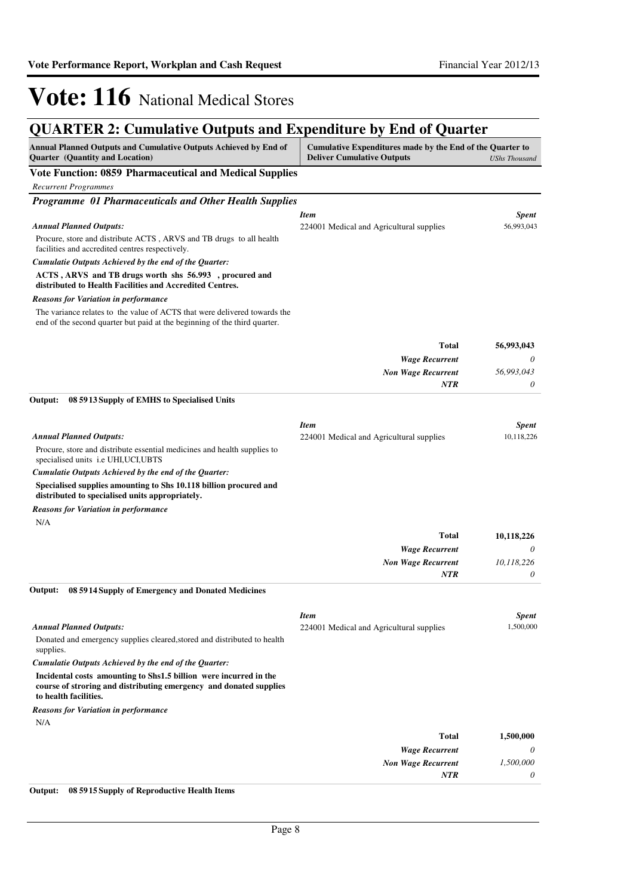# Vote: 116 National Medical Stores

## QUARTER 2: Cumulative Outputs and Expenditure by End of Quarter

| Annual Planned Outputs and Cumulative Outputs Achieved by End of Quarter (Quantity and Location) | Cumulative Expenditures made by the End of the Quarter to Deliver Cumulative Outputs | *UShs Thousand* |
|---|---|---|

### Vote Function: 0859 Pharmaceutical and Medical Supplies

*Recurrent Programmes*

#### *Programme 01 Pharmaceuticals and Other Health Supplies*

*Annual Planned Outputs:*

Procure, store and distribute ACTS , ARVS and TB drugs to all health facilities and accredited centres respectively.

*Cumulatie Outputs Achieved by the end of the Quarter:*

**ACTS , ARVS and TB drugs worth shs 56.993 , procured and distributed to Health Facilities and Accredited Centres.**

*Reasons for Variation in performance*

The variance relates to the value of ACTS that were delivered towards the end of the second quarter but paid at the beginning of the third quarter.

| *Item* | *Spent* |
|---|---|
| 224001 Medical and Agricultural supplies | 56,993,043 |
| **Total** | **56,993,043** |
| *Wage Recurrent* | *0* |
| *Non Wage Recurrent* | *56,993,043* |
| *NTR* | *0* |

**Output: 08 5913 Supply of EMHS to Specialised Units**

*Annual Planned Outputs:*

Procure, store and distribute essential medicines and health supplies to specialised units i.e UHI,UCI,UBTS

*Cumulatie Outputs Achieved by the end of the Quarter:*

**Specialised supplies amounting to Shs 10.118 billion procured and distributed to specialised units appropriately.**

*Reasons for Variation in performance*

N/A

| *Item* | *Spent* |
|---|---|
| 224001 Medical and Agricultural supplies | 10,118,226 |
| **Total** | **10,118,226** |
| *Wage Recurrent* | *0* |
| *Non Wage Recurrent* | *10,118,226* |
| *NTR* | *0* |

**Output: 08 5914 Supply of Emergency and Donated Medicines**

*Annual Planned Outputs:*

Donated and emergency supplies cleared,stored and distributed to health supplies.

*Cumulatie Outputs Achieved by the end of the Quarter:*

**Incidental costs amounting to Shs1.5 billion were incurred in the course of stroring and distributing emergency and donated supplies to health facilities.**

*Reasons for Variation in performance*

N/A

| *Item* | *Spent* |
|---|---|
| 224001 Medical and Agricultural supplies | 1,500,000 |
| **Total** | **1,500,000** |
| *Wage Recurrent* | *0* |
| *Non Wage Recurrent* | *1,500,000* |
| *NTR* | *0* |

**Output: 08 5915 Supply of Reproductive Health Items**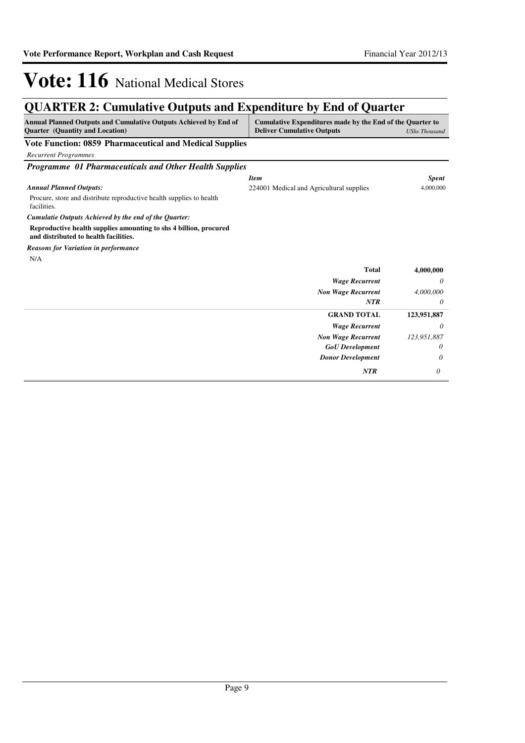# Vote: 116 National Medical Stores

## QUARTER 2: Cumulative Outputs and Expenditure by End of Quarter

| Annual Planned Outputs and Cumulative Outputs Achieved by End of Quarter (Quantity and Location) | Cumulative Expenditures made by the End of the Quarter to Deliver Cumulative Outputs | *UShs Thousand* |
|---|---|---|

### Vote Function: 0859 Pharmaceutical and Medical Supplies

*Recurrent Programmes*

#### *Programme 01 Pharmaceuticals and Other Health Supplies*

| | *Item* | *Spent* |
|---|---|---|
| ***Annual Planned Outputs:*** | 224001 Medical and Agricultural supplies | 4,000,000 |
| Procure, store and distribute reproductive health supplies to health facilities. | | |
| ***Cumulatie Outputs Achieved by the end of the Quarter:*** | | |
| **Reproductive health supplies amounting to shs 4 billion, procured and distributed to health facilities.** | | |
| ***Reasons for Variation in performance*** | | |
| N/A | | |
| | **Total** | **4,000,000** |
| | ***Wage Recurrent*** | *0* |
| | ***Non Wage Recurrent*** | *4,000,000* |
| | ***NTR*** | *0* |
| | **GRAND TOTAL** | **123,951,887** |
| | ***Wage Recurrent*** | *0* |
| | ***Non Wage Recurrent*** | *123,951,887* |
| | ***GoU Development*** | *0* |
| | ***Donor Development*** | *0* |
| | ***NTR*** | *0* |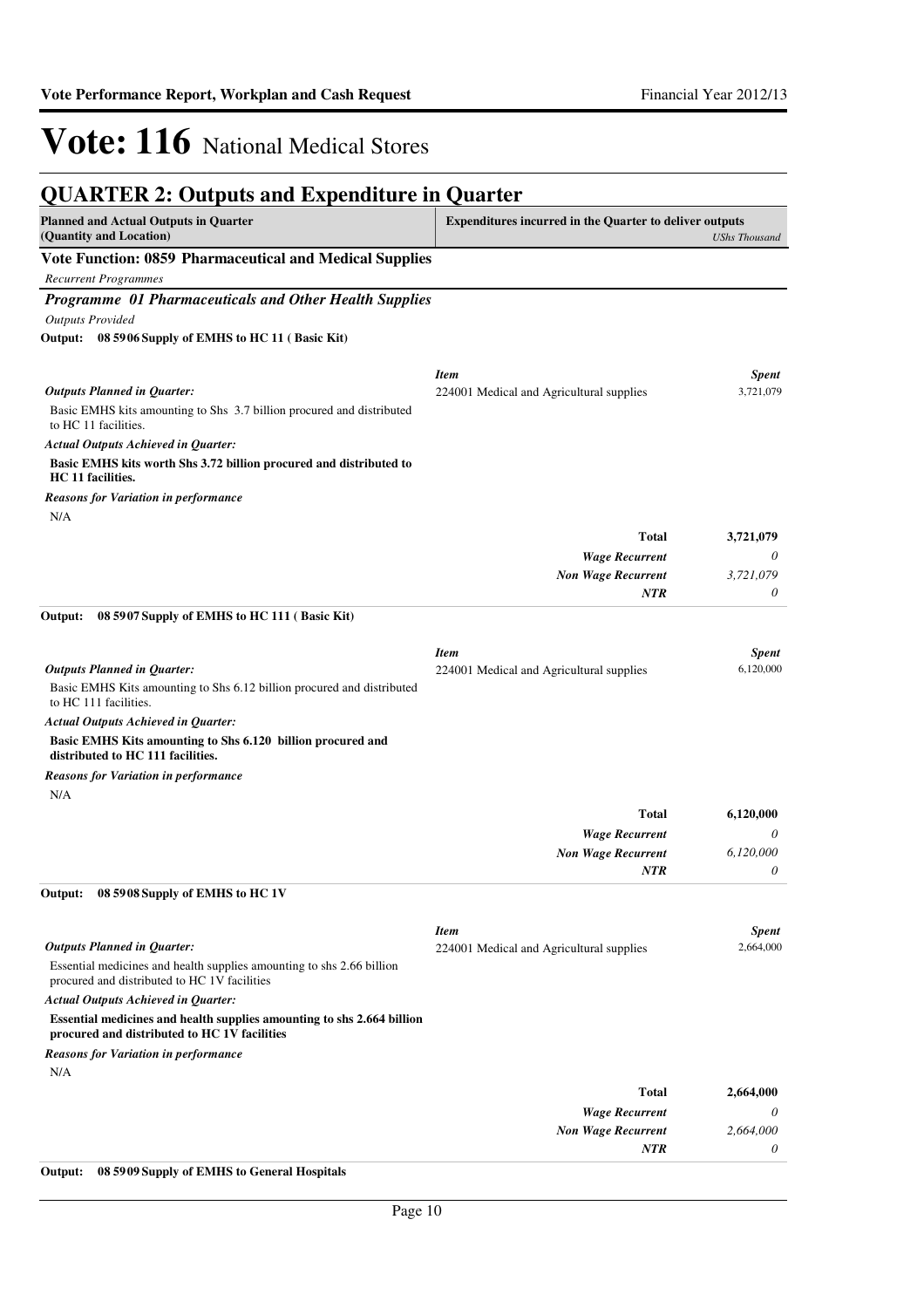# Vote: 116 National Medical Stores

## QUARTER 2: Outputs and Expenditure in Quarter

| Planned and Actual Outputs in Quarter (Quantity and Location) | Expenditures incurred in the Quarter to deliver outputs | *UShs Thousand* |
|---|---|---|

### Vote Function: 0859 Pharmaceutical and Medical Supplies

*Recurrent Programmes*

### *Programme 01 Pharmaceuticals and Other Health Supplies*

*Outputs Provided*

**Output: 08 5906 Supply of EMHS to HC 11 ( Basic Kit)**

*Outputs Planned in Quarter:*

Basic EMHS kits amounting to Shs 3.7 billion procured and distributed to HC 11 facilities.

*Actual Outputs Achieved in Quarter:*

**Basic EMHS kits worth Shs 3.72 billion procured and distributed to HC 11 facilities.**

*Reasons for Variation in performance*

N/A

| *Item* | *Spent* |
|---|---|
| 224001 Medical and Agricultural supplies | 3,721,079 |
| **Total** | **3,721,079** |
| *Wage Recurrent* | *0* |
| *Non Wage Recurrent* | *3,721,079* |
| *NTR* | *0* |

**Output: 08 5907 Supply of EMHS to HC 111 ( Basic Kit)**

*Outputs Planned in Quarter:*

Basic EMHS Kits amounting to Shs 6.12 billion procured and distributed to HC 111 facilities.

*Actual Outputs Achieved in Quarter:*

**Basic EMHS Kits amounting to Shs 6.120 billion procured and distributed to HC 111 facilities.**

*Reasons for Variation in performance*

N/A

| *Item* | *Spent* |
|---|---|
| 224001 Medical and Agricultural supplies | 6,120,000 |
| **Total** | **6,120,000** |
| *Wage Recurrent* | *0* |
| *Non Wage Recurrent* | *6,120,000* |
| *NTR* | *0* |

**Output: 08 5908 Supply of EMHS to HC 1V**

*Outputs Planned in Quarter:*

Essential medicines and health supplies amounting to shs 2.66 billion procured and distributed to HC 1V facilities

*Actual Outputs Achieved in Quarter:*

**Essential medicines and health supplies amounting to shs 2.664 billion procured and distributed to HC 1V facilities**

*Reasons for Variation in performance*

N/A

| *Item* | *Spent* |
|---|---|
| 224001 Medical and Agricultural supplies | 2,664,000 |
| **Total** | **2,664,000** |
| *Wage Recurrent* | *0* |
| *Non Wage Recurrent* | *2,664,000* |
| *NTR* | *0* |

**Output: 08 5909 Supply of EMHS to General Hospitals**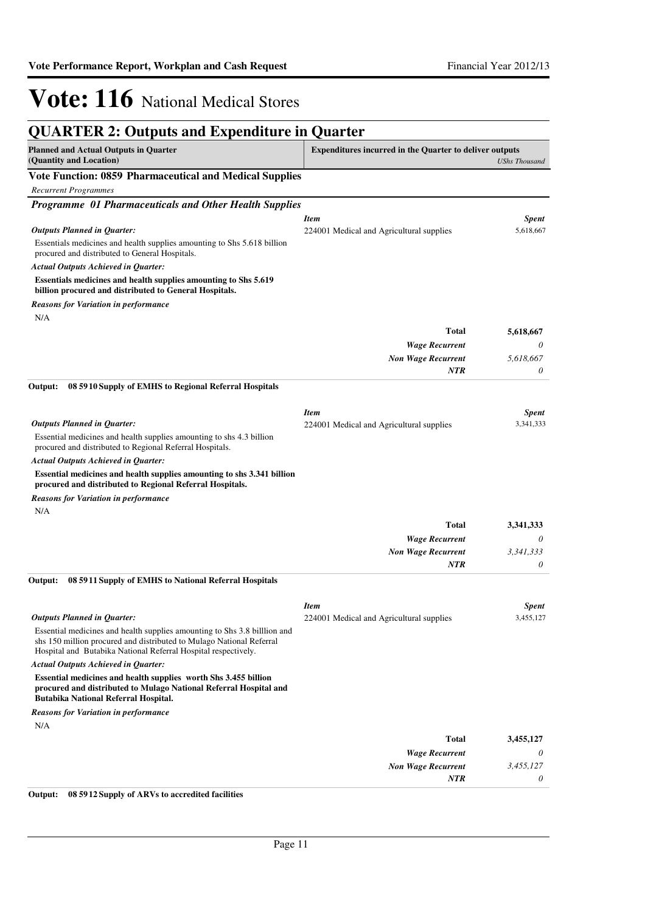# Vote: 116 National Medical Stores

## QUARTER 2: Outputs and Expenditure in Quarter

| Planned and Actual Outputs in Quarter (Quantity and Location) | Expenditures incurred in the Quarter to deliver outputs | *UShs Thousand* |
|---|---|---|

### Vote Function: 0859 Pharmaceutical and Medical Supplies

*Recurrent Programmes*

#### *Programme 01 Pharmaceuticals and Other Health Supplies*

***Outputs Planned in Quarter:***

Essentials medicines and health supplies amounting to Shs 5.618 billion procured and distributed to General Hospitals.

***Actual Outputs Achieved in Quarter:***

**Essentials medicines and health supplies amounting to Shs 5.619 billion procured and distributed to General Hospitals.**

***Reasons for Variation in performance***

N/A

| *Item* | *Spent* |
|---|---|
| 224001 Medical and Agricultural supplies | 5,618,667 |
| **Total** | **5,618,667** |
| *Wage Recurrent* | *0* |
| *Non Wage Recurrent* | *5,618,667* |
| *NTR* | *0* |

**Output: 08 5910 Supply of EMHS to Regional Referral Hospitals**

***Outputs Planned in Quarter:***

Essential medicines and health supplies amounting to shs 4.3 billion procured and distributed to Regional Referral Hospitals.

***Actual Outputs Achieved in Quarter:***

**Essential medicines and health supplies amounting to shs 3.341 billion procured and distributed to Regional Referral Hospitals.**

***Reasons for Variation in performance***

N/A

| *Item* | *Spent* |
|---|---|
| 224001 Medical and Agricultural supplies | 3,341,333 |
| **Total** | **3,341,333** |
| *Wage Recurrent* | *0* |
| *Non Wage Recurrent* | *3,341,333* |
| *NTR* | *0* |

**Output: 08 5911 Supply of EMHS to National Referral Hospitals**

***Outputs Planned in Quarter:***

Essential medicines and health supplies amounting to Shs 3.8 billlion and shs 150 million procured and distributed to Mulago National Referral Hospital and Butabika National Referral Hospital respectively.

***Actual Outputs Achieved in Quarter:***

**Essential medicines and health supplies worth Shs 3.455 billion procured and distributed to Mulago National Referral Hospital and Butabika National Referral Hospital.**

***Reasons for Variation in performance***

N/A

| *Item* | *Spent* |
|---|---|
| 224001 Medical and Agricultural supplies | 3,455,127 |
| **Total** | **3,455,127** |
| *Wage Recurrent* | *0* |
| *Non Wage Recurrent* | *3,455,127* |
| *NTR* | *0* |

**Output: 08 5912 Supply of ARVs to accredited facilities**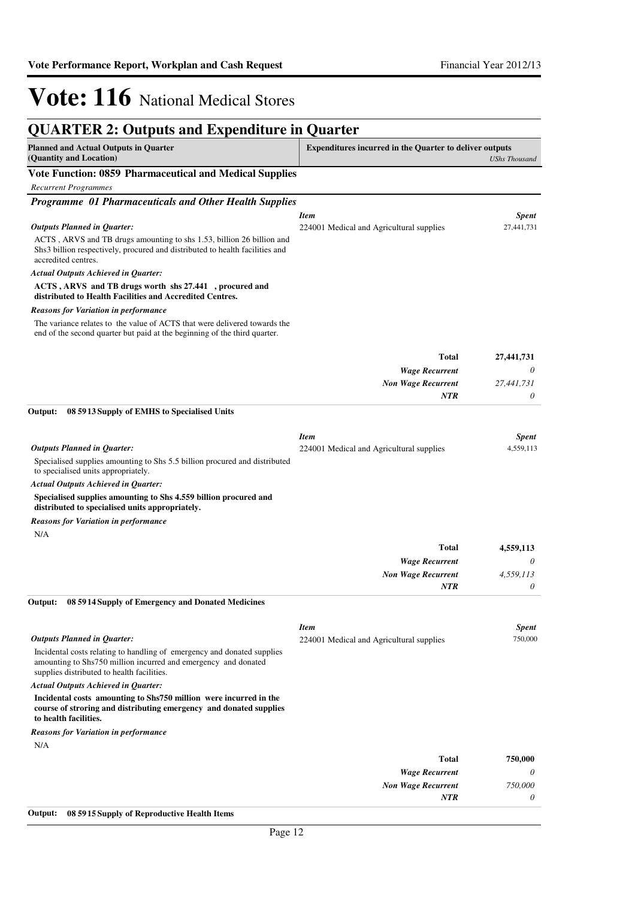# Vote: 116 National Medical Stores

## QUARTER 2: Outputs and Expenditure in Quarter

| Planned and Actual Outputs in Quarter (Quantity and Location) | Expenditures incurred in the Quarter to deliver outputs | *UShs Thousand* |
|---|---|---|

### Vote Function: 0859 Pharmaceutical and Medical Supplies

*Recurrent Programmes*

#### *Programme 01 Pharmaceuticals and Other Health Supplies*

***Outputs Planned in Quarter:***

ACTS , ARVS and TB drugs amounting to shs 1.53, billion 26 billion and Shs3 billion respectively, procured and distributed to health facilities and accredited centres.

***Actual Outputs Achieved in Quarter:***

**ACTS , ARVS and TB drugs worth shs 27.441 , procured and distributed to Health Facilities and Accredited Centres.**

***Reasons for Variation in performance***

The variance relates to the value of ACTS that were delivered towards the end of the second quarter but paid at the beginning of the third quarter.

| *Item* | *Spent* |
|---|---|
| 224001 Medical and Agricultural supplies | 27,441,731 |
| **Total** | **27,441,731** |
| *Wage Recurrent* | *0* |
| *Non Wage Recurrent* | *27,441,731* |
| *NTR* | *0* |

**Output: 08 5913 Supply of EMHS to Specialised Units**

***Outputs Planned in Quarter:***

Specialised supplies amounting to Shs 5.5 billion procured and distributed to specialised units appropriately.

***Actual Outputs Achieved in Quarter:***

**Specialised supplies amounting to Shs 4.559 billion procured and distributed to specialised units appropriately.**

***Reasons for Variation in performance***

N/A

| *Item* | *Spent* |
|---|---|
| 224001 Medical and Agricultural supplies | 4,559,113 |
| **Total** | **4,559,113** |
| *Wage Recurrent* | *0* |
| *Non Wage Recurrent* | *4,559,113* |
| *NTR* | *0* |

**Output: 08 5914 Supply of Emergency and Donated Medicines**

***Outputs Planned in Quarter:***

Incidental costs relating to handling of emergency and donated supplies amounting to Shs750 million incurred and emergency and donated supplies distributed to health facilities.

***Actual Outputs Achieved in Quarter:***

**Incidental costs amounting to Shs750 million were incurred in the course of stroring and distributing emergency and donated supplies to health facilities.**

***Reasons for Variation in performance***

N/A

| *Item* | *Spent* |
|---|---|
| 224001 Medical and Agricultural supplies | 750,000 |
| **Total** | **750,000** |
| *Wage Recurrent* | *0* |
| *Non Wage Recurrent* | *750,000* |
| *NTR* | *0* |

**Output: 08 5915 Supply of Reproductive Health Items**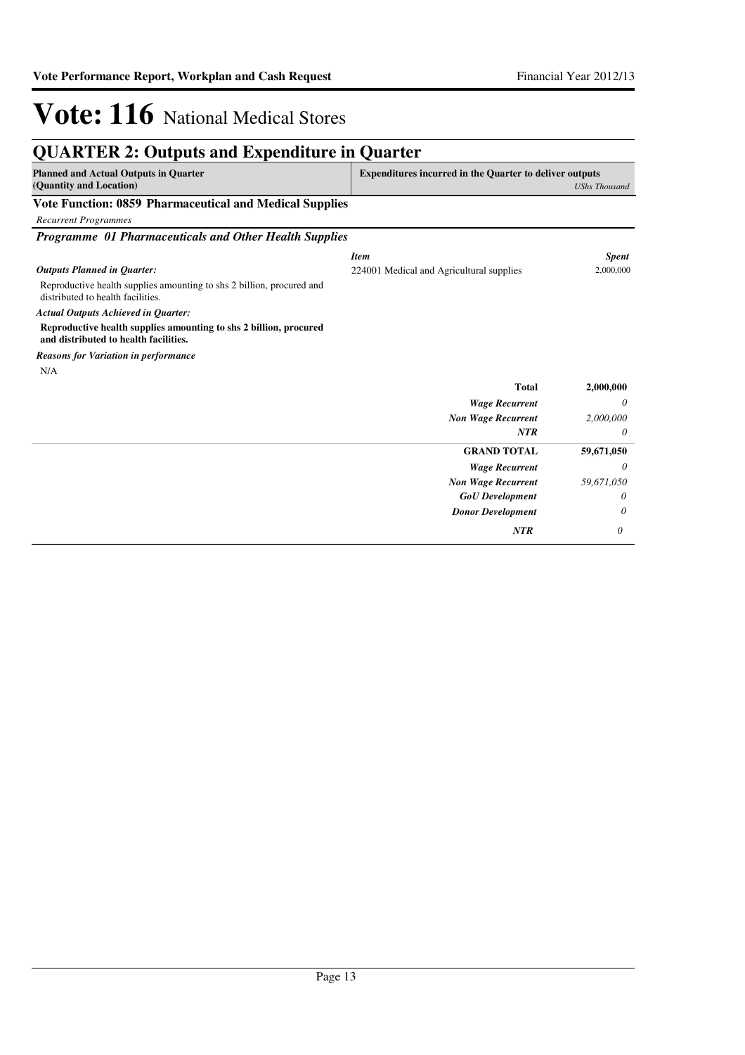# Vote: 116 National Medical Stores

## QUARTER 2: Outputs and Expenditure in Quarter

| Planned and Actual Outputs in Quarter (Quantity and Location) | Expenditures incurred in the Quarter to deliver outputs | *UShs Thousand* |
|---|---|---|

### Vote Function: 0859 Pharmaceutical and Medical Supplies

*Recurrent Programmes*

#### *Programme 01 Pharmaceuticals and Other Health Supplies*

***Outputs Planned in Quarter:***

Reproductive health supplies amounting to shs 2 billion, procured and distributed to health facilities.

***Actual Outputs Achieved in Quarter:***

**Reproductive health supplies amounting to shs 2 billion, procured and distributed to health facilities.**

***Reasons for Variation in performance***

N/A

| *Item* | *Spent* |
|---|---|
| 224001 Medical and Agricultural supplies | 2,000,000 |
| **Total** | **2,000,000** |
| *Wage Recurrent* | *0* |
| *Non Wage Recurrent* | *2,000,000* |
| *NTR* | *0* |

| | |
|---|---|
| **GRAND TOTAL** | **59,671,050** |
| *Wage Recurrent* | *0* |
| *Non Wage Recurrent* | *59,671,050* |
| *GoU Development* | *0* |
| *Donor Development* | *0* |
| *NTR* | *0* |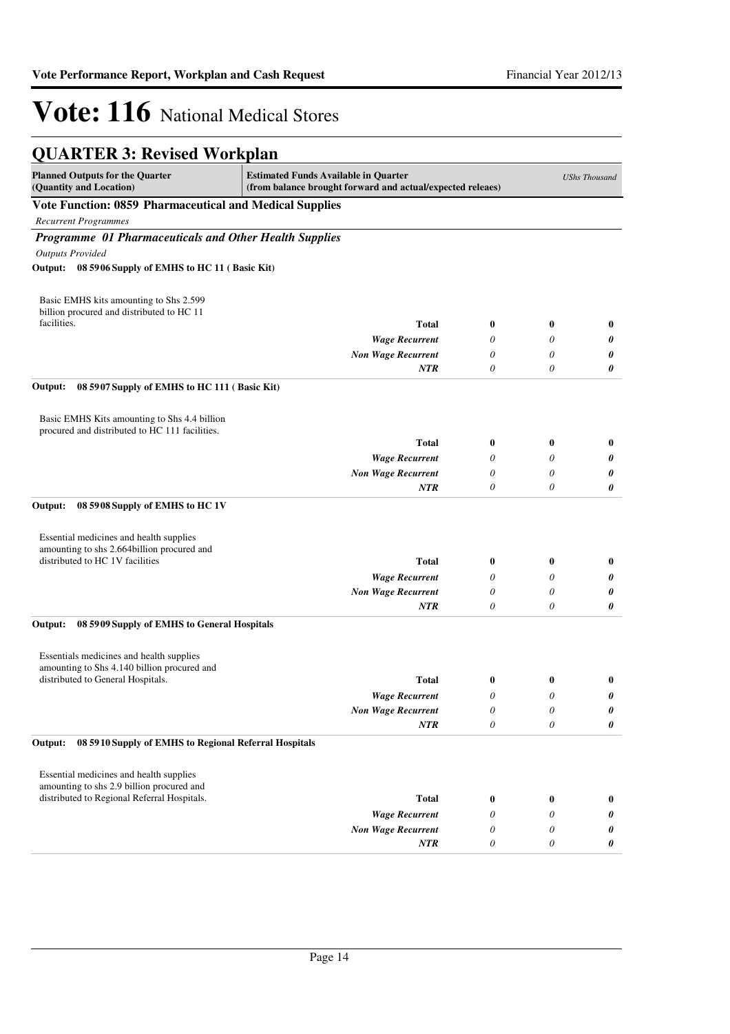# Vote: 116 National Medical Stores

## QUARTER 3: Revised Workplan

| Planned Outputs for the Quarter (Quantity and Location) | Estimated Funds Available in Quarter (from balance brought forward and actual/expected releaes) | | | *UShs Thousand* |
|---|---|---|---|---|

**Vote Function: 0859 Pharmaceutical and Medical Supplies**

*Recurrent Programmes*

***Programme 01 Pharmaceuticals and Other Health Supplies***

*Outputs Provided*

**Output: 08 5906 Supply of EMHS to HC 11 ( Basic Kit)**

| | | | | |
|---|---|---|---|---|
| Basic EMHS kits amounting to Shs 2.599 billion procured and distributed to HC 11 facilities. | **Total** | **0** | **0** | **0** |
| | *Wage Recurrent* | *0* | *0* | ***0*** |
| | *Non Wage Recurrent* | *0* | *0* | ***0*** |
| | *NTR* | *0* | *0* | ***0*** |

**Output: 08 5907 Supply of EMHS to HC 111 ( Basic Kit)**

| | | | | |
|---|---|---|---|---|
| Basic EMHS Kits amounting to Shs 4.4 billion procured and distributed to HC 111 facilities. | **Total** | **0** | **0** | **0** |
| | *Wage Recurrent* | *0* | *0* | ***0*** |
| | *Non Wage Recurrent* | *0* | *0* | ***0*** |
| | *NTR* | *0* | *0* | ***0*** |

**Output: 08 5908 Supply of EMHS to HC 1V**

| | | | | |
|---|---|---|---|---|
| Essential medicines and health supplies amounting to shs 2.664billion procured and distributed to HC 1V facilities | **Total** | **0** | **0** | **0** |
| | *Wage Recurrent* | *0* | *0* | ***0*** |
| | *Non Wage Recurrent* | *0* | *0* | ***0*** |
| | *NTR* | *0* | *0* | ***0*** |

**Output: 08 5909 Supply of EMHS to General Hospitals**

| | | | | |
|---|---|---|---|---|
| Essentials medicines and health supplies amounting to Shs 4.140 billion procured and distributed to General Hospitals. | **Total** | **0** | **0** | **0** |
| | *Wage Recurrent* | *0* | *0* | ***0*** |
| | *Non Wage Recurrent* | *0* | *0* | ***0*** |
| | *NTR* | *0* | *0* | ***0*** |

**Output: 08 5910 Supply of EMHS to Regional Referral Hospitals**

| | | | | |
|---|---|---|---|---|
| Essential medicines and health supplies amounting to shs 2.9 billion procured and distributed to Regional Referral Hospitals. | **Total** | **0** | **0** | **0** |
| | *Wage Recurrent* | *0* | *0* | ***0*** |
| | *Non Wage Recurrent* | *0* | *0* | ***0*** |
| | *NTR* | *0* | *0* | ***0*** |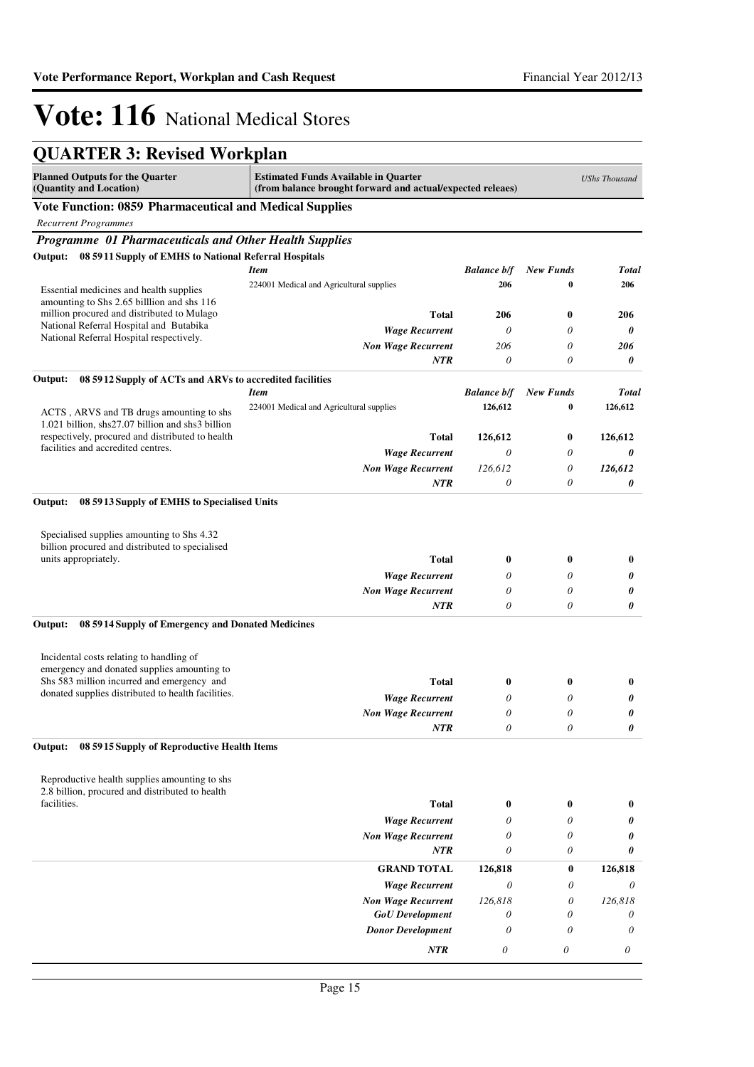# Vote: 116 National Medical Stores

## QUARTER 3: Revised Workplan

| Planned Outputs for the Quarter (Quantity and Location) | Estimated Funds Available in Quarter (from balance brought forward and actual/expected releaes) | | | USHs Thousand |
|---|---|---|---|---|

### Vote Function: 0859 Pharmaceutical and Medical Supplies

*Recurrent Programmes*

### *Programme 01 Pharmaceuticals and Other Health Supplies*

**Output: 08 5911 Supply of EMHS to National Referral Hospitals**

| | *Item* | *Balance b/f* | *New Funds* | *Total* |
|---|---|---|---|---|
| Essential medicines and health supplies amounting to Shs 2.65 billlion and shs 116 million procured and distributed to Mulago National Referral Hospital and Butabika National Referral Hospital respectively. | 224001 Medical and Agricultural supplies | 206 | 0 | 206 |
| | **Total** | **206** | **0** | **206** |
| | *Wage Recurrent* | *0* | *0* | *0* |
| | *Non Wage Recurrent* | *206* | *0* | *206* |
| | *NTR* | *0* | *0* | *0* |

**Output: 08 5912 Supply of ACTs and ARVs to accredited facilities**

| | *Item* | *Balance b/f* | *New Funds* | *Total* |
|---|---|---|---|---|
| ACTS , ARVS and TB drugs amounting to shs 1.021 billion, shs27.07 billion and shs3 billion respectively, procured and distributed to health facilities and accredited centres. | 224001 Medical and Agricultural supplies | 126,612 | 0 | 126,612 |
| | **Total** | **126,612** | **0** | **126,612** |
| | *Wage Recurrent* | *0* | *0* | *0* |
| | *Non Wage Recurrent* | *126,612* | *0* | *126,612* |
| | *NTR* | *0* | *0* | *0* |

**Output: 08 5913 Supply of EMHS to Specialised Units**

| | | *Balance b/f* | *New Funds* | *Total* |
|---|---|---|---|---|
| Specialised supplies amounting to Shs 4.32 billion procured and distributed to specialised units appropriately. | **Total** | **0** | **0** | **0** |
| | *Wage Recurrent* | *0* | *0* | *0* |
| | *Non Wage Recurrent* | *0* | *0* | *0* |
| | *NTR* | *0* | *0* | *0* |

**Output: 08 5914 Supply of Emergency and Donated Medicines**

| | | *Balance b/f* | *New Funds* | *Total* |
|---|---|---|---|---|
| Incidental costs relating to handling of emergency and donated supplies amounting to Shs 583 million incurred and emergency and donated supplies distributed to health facilities. | **Total** | **0** | **0** | **0** |
| | *Wage Recurrent* | *0* | *0* | *0* |
| | *Non Wage Recurrent* | *0* | *0* | *0* |
| | *NTR* | *0* | *0* | *0* |

**Output: 08 5915 Supply of Reproductive Health Items**

| | | *Balance b/f* | *New Funds* | *Total* |
|---|---|---|---|---|
| Reproductive health supplies amounting to shs 2.8 billion, procured and distributed to health facilities. | **Total** | **0** | **0** | **0** |
| | *Wage Recurrent* | *0* | *0* | *0* |
| | *Non Wage Recurrent* | *0* | *0* | *0* |
| | *NTR* | *0* | *0* | *0* |

| | *Balance b/f* | *New Funds* | *Total* |
|---|---|---|---|
| **GRAND TOTAL** | **126,818** | **0** | **126,818** |
| *Wage Recurrent* | *0* | *0* | *0* |
| *Non Wage Recurrent* | *126,818* | *0* | *126,818* |
| *GoU Development* | *0* | *0* | *0* |
| *Donor Development* | *0* | *0* | *0* |
| *NTR* | *0* | *0* | *0* |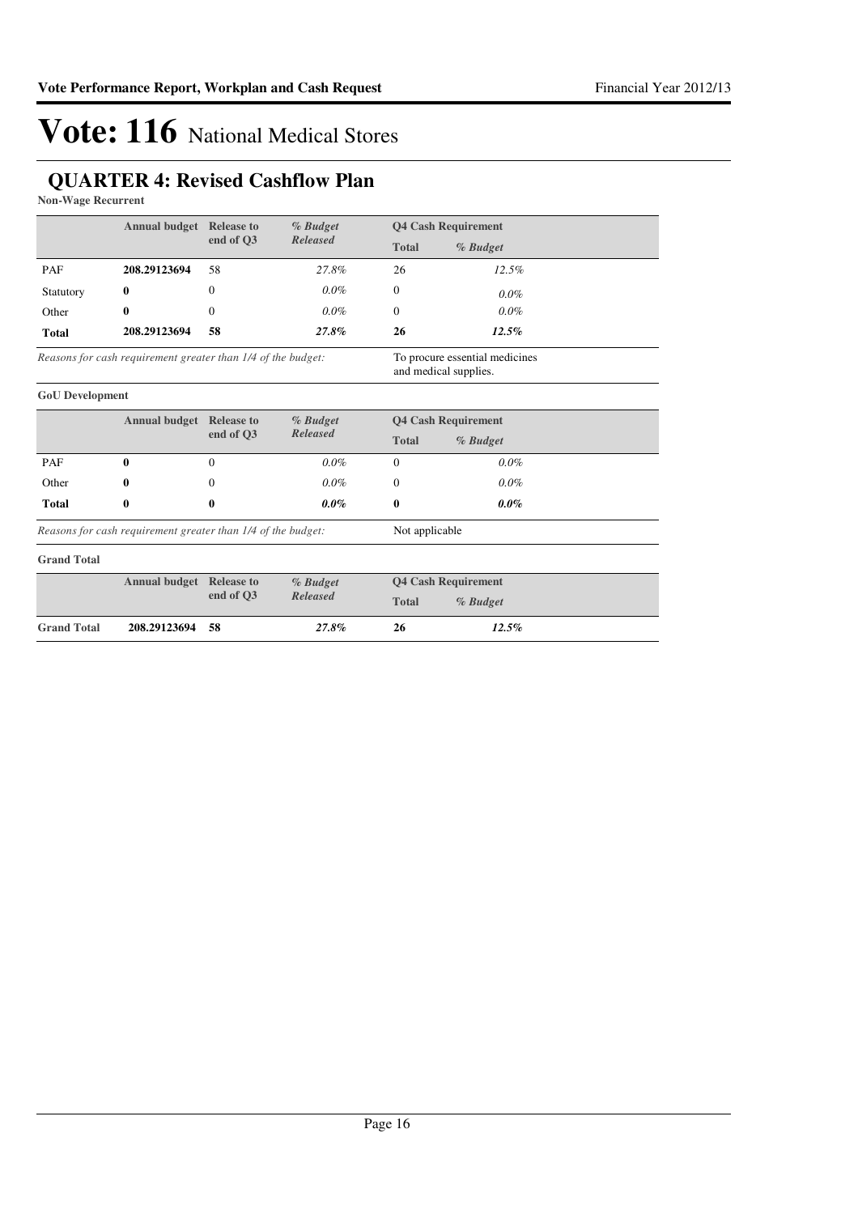// Vote: 116 National Medical Stores

## QUARTER 4: Revised Cashflow Plan

**Non-Wage Recurrent**

| | Annual budget | Release to end of Q3 | % Budget Released | Q4 Cash Requirement | |
|---|---|---|---|---|---|
| | | | | Total | % Budget |
| PAF | **208.29123694** | 58 | *27.8%* | 26 | *12.5%* |
| Statutory | **0** | 0 | *0.0%* | 0 | *0.0%* |
| Other | **0** | 0 | *0.0%* | 0 | *0.0%* |
| **Total** | **208.29123694** | **58** | ***27.8%*** | **26** | ***12.5%*** |

*Reasons for cash requirement greater than 1/4 of the budget:* To procure essential medicines and medical supplies.

**GoU Development**

| | Annual budget | Release to end of Q3 | % Budget Released | Q4 Cash Requirement | |
|---|---|---|---|---|---|
| | | | | Total | % Budget |
| PAF | **0** | 0 | *0.0%* | 0 | *0.0%* |
| Other | **0** | 0 | *0.0%* | 0 | *0.0%* |
| **Total** | **0** | **0** | ***0.0%*** | **0** | ***0.0%*** |

*Reasons for cash requirement greater than 1/4 of the budget:* Not applicable

**Grand Total**

| | Annual budget | Release to end of Q3 | % Budget Released | Q4 Cash Requirement | |
|---|---|---|---|---|---|
| | | | | Total | % Budget |
| **Grand Total** | **208.29123694** | **58** | ***27.8%*** | **26** | ***12.5%*** |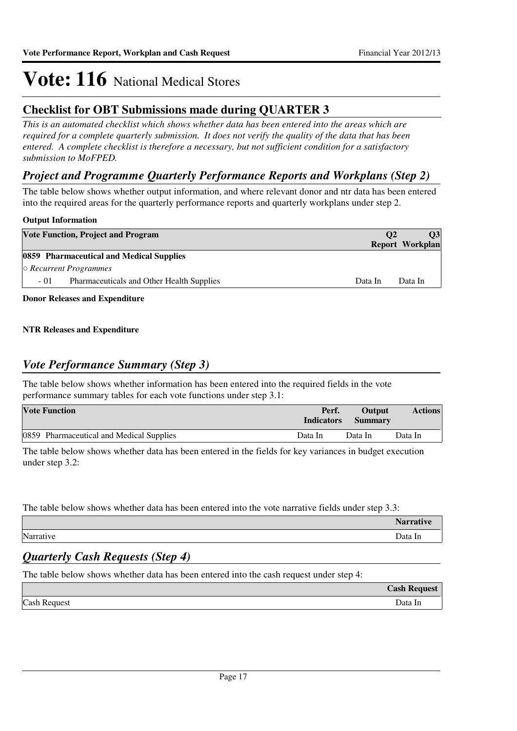# Vote: 116 National Medical Stores

## Checklist for OBT Submissions made during QUARTER 3

*This is an automated checklist which shows whether data has been entered into the areas which are required for a complete quarterly submission. It does not verify the quality of the data that has been entered. A complete checklist is therefore a necessary, but not sufficient condition for a satisfactory submission to MoFPED.*

### *Project and Programme Quarterly Performance Reports and Workplans (Step 2)*

The table below shows whether output information, and where relevant donor and ntr data has been entered into the required areas for the quarterly performance reports and quarterly workplans under step 2.

**Output Information**

| Vote Function, Project and Program | Q2 Report | Q3 Workplan |
|---|---|---|
| **0859 Pharmaceutical and Medical Supplies** | | |
| ○ *Recurrent Programmes* | | |
| - 01 Pharmaceuticals and Other Health Supplies | Data In | Data In |

**Donor Releases and Expenditure**

**NTR Releases and Expenditure**

### *Vote Performance Summary (Step 3)*

The table below shows whether information has been entered into the required fields in the vote performance summary tables for each vote functions under step 3.1:

| Vote Function | Perf. Indicators | Output Summary | Actions |
|---|---|---|---|
| 0859 Pharmaceutical and Medical Supplies | Data In | Data In | Data In |

The table below shows whether data has been entered in the fields for key variances in budget execution under step 3.2:

The table below shows whether data has been entered into the vote narrative fields under step 3.3:

| | Narrative |
|---|---|
| Narrative | Data In |

### *Quarterly Cash Requests (Step 4)*

The table below shows whether data has been entered into the cash request under step 4:

| | Cash Request |
|---|---|
| Cash Request | Data In |